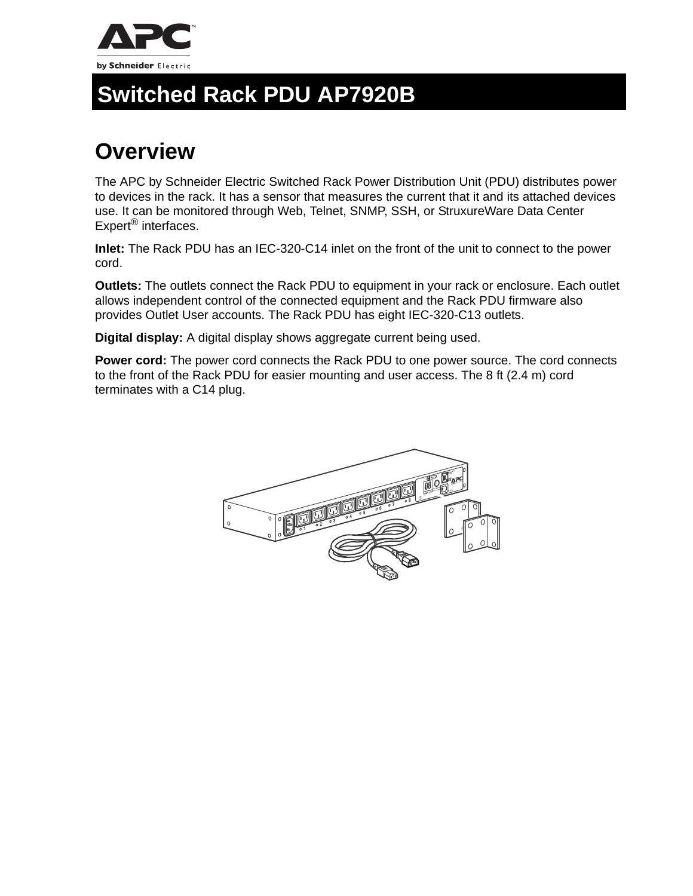# Switched Rack PDU AP7920B

## Overview

The APC by Schneider Electric Switched Rack Power Distribution Unit (PDU) distributes power to devices in the rack. It has a sensor that measures the current that it and its attached devices use. It can be monitored through Web, Telnet, SNMP, SSH, or StruxureWare Data Center Expert® interfaces.

**Inlet:** The Rack PDU has an IEC-320-C14 inlet on the front of the unit to connect to the power cord.

**Outlets:** The outlets connect the Rack PDU to equipment in your rack or enclosure. Each outlet allows independent control of the connected equipment and the Rack PDU firmware also provides Outlet User accounts. The Rack PDU has eight IEC-320-C13 outlets.

**Digital display:** A digital display shows aggregate current being used.

**Power cord:** The power cord connects the Rack PDU to one power source. The cord connects to the front of the Rack PDU for easier mounting and user access. The 8 ft (2.4 m) cord terminates with a C14 plug.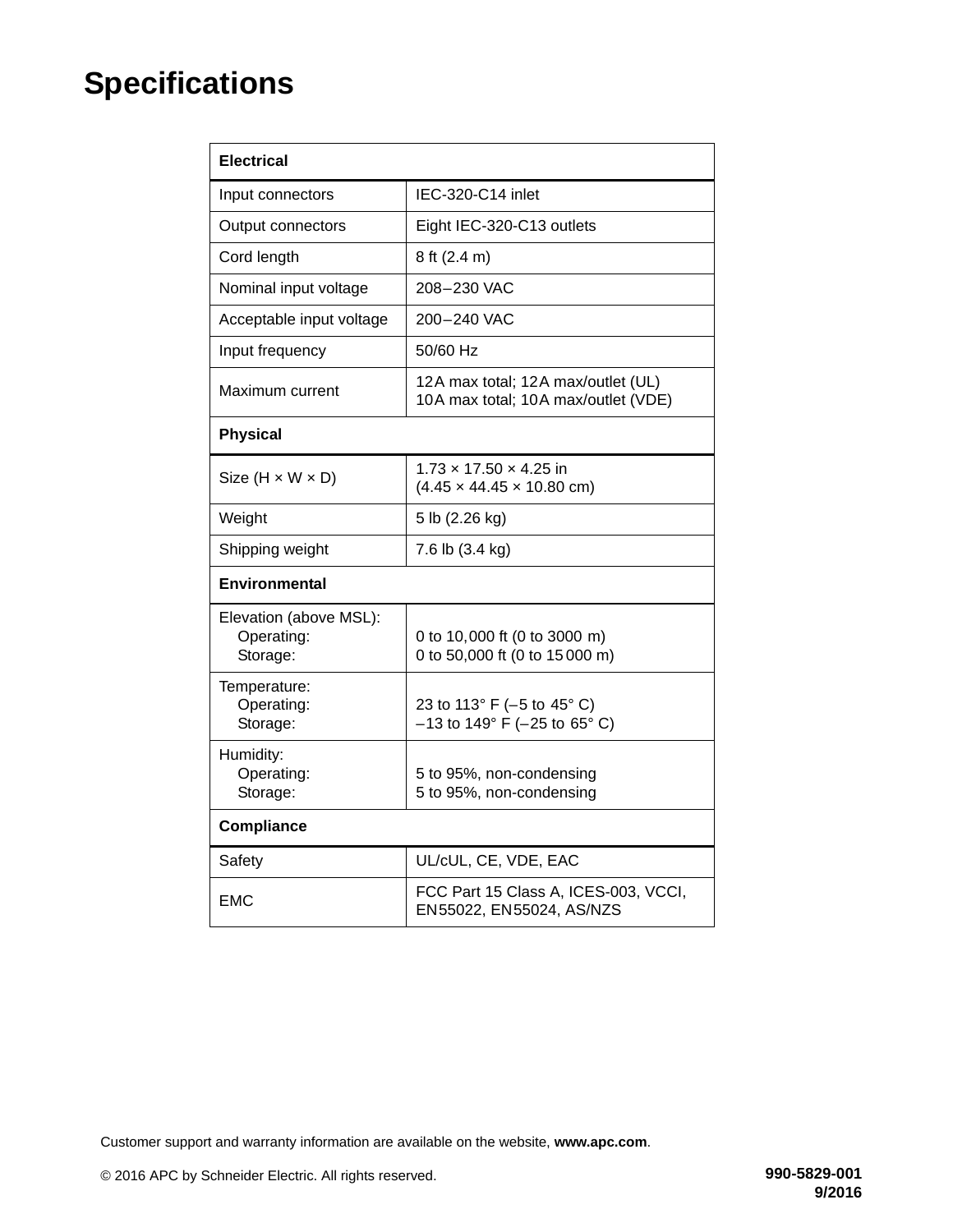# Specifications

| | |
|---|---|
| **Electrical** | |
| Input connectors | IEC-320-C14 inlet |
| Output connectors | Eight IEC-320-C13 outlets |
| Cord length | 8 ft (2.4 m) |
| Nominal input voltage | 208–230 VAC |
| Acceptable input voltage | 200–240 VAC |
| Input frequency | 50/60 Hz |
| Maximum current | 12A max total; 12A max/outlet (UL)<br>10A max total; 10A max/outlet (VDE) |
| **Physical** | |
| Size (H × W × D) | 1.73 × 17.50 × 4.25 in<br>(4.45 × 44.45 × 10.80 cm) |
| Weight | 5 lb (2.26 kg) |
| Shipping weight | 7.6 lb (3.4 kg) |
| **Environmental** | |
| Elevation (above MSL):<br>Operating:<br>Storage: | <br>0 to 10,000 ft (0 to 3000 m)<br>0 to 50,000 ft (0 to 15 000 m) |
| Temperature:<br>Operating:<br>Storage: | <br>23 to 113° F (–5 to 45° C)<br>–13 to 149° F (–25 to 65° C) |
| Humidity:<br>Operating:<br>Storage: | <br>5 to 95%, non-condensing<br>5 to 95%, non-condensing |
| **Compliance** | |
| Safety | UL/cUL, CE, VDE, EAC |
| EMC | FCC Part 15 Class A, ICES-003, VCCI, EN55022, EN55024, AS/NZS |

Customer support and warranty information are available on the website, **www.apc.com**.

© 2016 APC by Schneider Electric. All rights reserved.

**990-5829-001**
**9/2016**